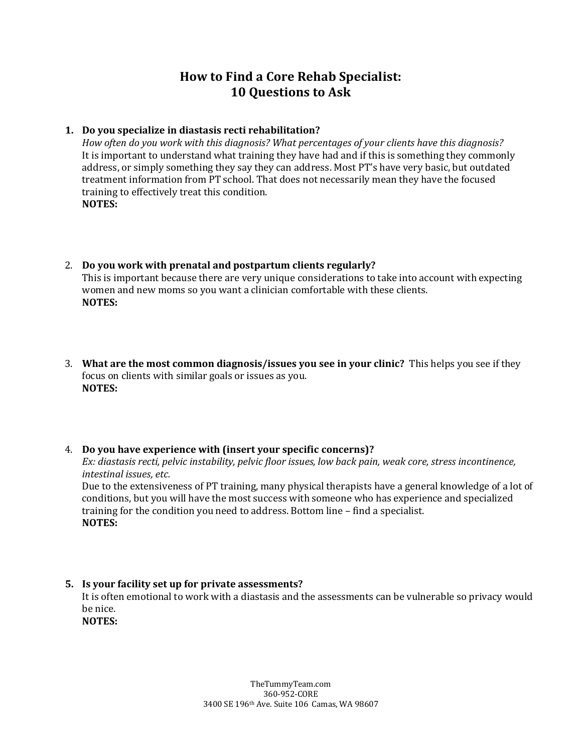# How to Find a Core Rehab Specialist: 10 Questions to Ask

1. **Do you specialize in diastasis recti rehabilitation?**
   *How often do you work with this diagnosis? What percentages of your clients have this diagnosis?*
   It is important to understand what training they have had and if this is something they commonly address, or simply something they say they can address. Most PT's have very basic, but outdated treatment information from PT school. That does not necessarily mean they have the focused training to effectively treat this condition.
   **NOTES:**

2. **Do you work with prenatal and postpartum clients regularly?**
   This is important because there are very unique considerations to take into account with expecting women and new moms so you want a clinician comfortable with these clients.
   **NOTES:**

3. **What are the most common diagnosis/issues you see in your clinic?** This helps you see if they focus on clients with similar goals or issues as you.
   **NOTES:**

4. **Do you have experience with (insert your specific concerns)?**
   *Ex: diastasis recti, pelvic instability, pelvic floor issues, low back pain, weak core, stress incontinence, intestinal issues, etc.*
   Due to the extensiveness of PT training, many physical therapists have a general knowledge of a lot of conditions, but you will have the most success with someone who has experience and specialized training for the condition you need to address. Bottom line – find a specialist.
   **NOTES:**

5. **Is your facility set up for private assessments?**
   It is often emotional to work with a diastasis and the assessments can be vulnerable so privacy would be nice.
   **NOTES:**

TheTummyTeam.com
360-952-CORE
3400 SE 196th Ave. Suite 106 Camas, WA 98607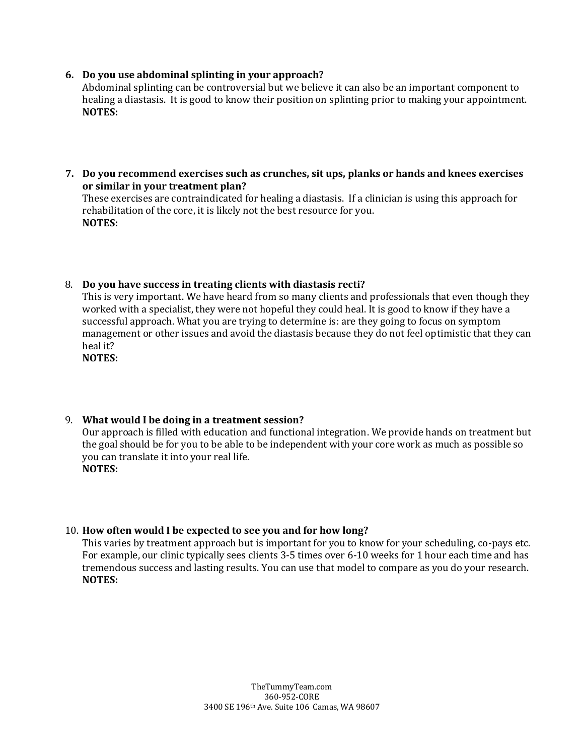6. **Do you use abdominal splinting in your approach?**
   Abdominal splinting can be controversial but we believe it can also be an important component to healing a diastasis. It is good to know their position on splinting prior to making your appointment.
   **NOTES:**

7. **Do you recommend exercises such as crunches, sit ups, planks or hands and knees exercises or similar in your treatment plan?**
   These exercises are contraindicated for healing a diastasis. If a clinician is using this approach for rehabilitation of the core, it is likely not the best resource for you.
   **NOTES:**

8. **Do you have success in treating clients with diastasis recti?**
   This is very important. We have heard from so many clients and professionals that even though they worked with a specialist, they were not hopeful they could heal. It is good to know if they have a successful approach. What you are trying to determine is: are they going to focus on symptom management or other issues and avoid the diastasis because they do not feel optimistic that they can heal it?
   **NOTES:**

9. **What would I be doing in a treatment session?**
   Our approach is filled with education and functional integration. We provide hands on treatment but the goal should be for you to be able to be independent with your core work as much as possible so you can translate it into your real life.
   **NOTES:**

10. **How often would I be expected to see you and for how long?**
    This varies by treatment approach but is important for you to know for your scheduling, co-pays etc. For example, our clinic typically sees clients 3-5 times over 6-10 weeks for 1 hour each time and has tremendous success and lasting results. You can use that model to compare as you do your research.
    **NOTES:**

TheTummyTeam.com
360-952-CORE
3400 SE 196th Ave. Suite 106 Camas, WA 98607